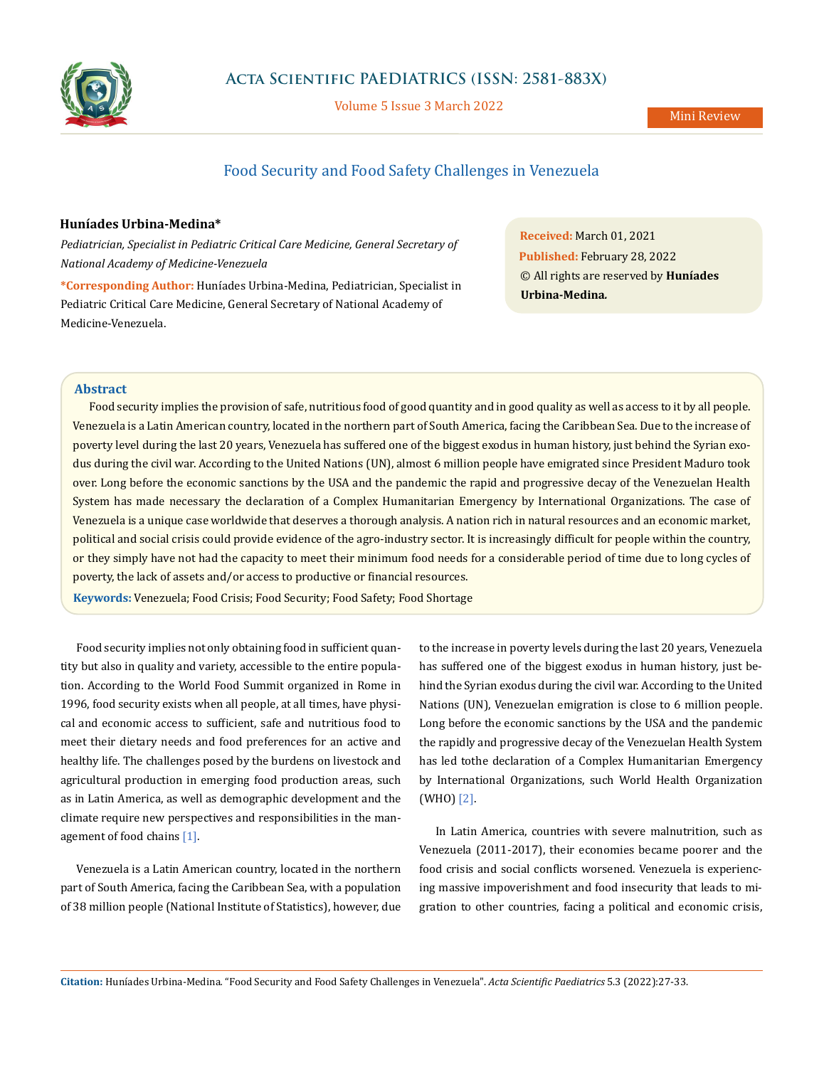# Food Security and Food Safety Challenges in Venezuela

**Huníades Urbina-Medina***

*Pediatrician, Specialist in Pediatric Critical Care Medicine, General Secretary of National Academy of Medicine-Venezuela*

**\*Corresponding Author:** Huníades Urbina-Medina, Pediatrician, Specialist in Pediatric Critical Care Medicine, General Secretary of National Academy of Medicine-Venezuela.

**Received:** March 01, 2021
**Published:** February 28, 2022
© All rights are reserved by **Huníades Urbina-Medina.**

## Abstract

Food security implies the provision of safe, nutritious food of good quantity and in good quality as well as access to it by all people. Venezuela is a Latin American country, located in the northern part of South America, facing the Caribbean Sea. Due to the increase of poverty level during the last 20 years, Venezuela has suffered one of the biggest exodus in human history, just behind the Syrian exodus during the civil war. According to the United Nations (UN), almost 6 million people have emigrated since President Maduro took over. Long before the economic sanctions by the USA and the pandemic the rapid and progressive decay of the Venezuelan Health System has made necessary the declaration of a Complex Humanitarian Emergency by International Organizations. The case of Venezuela is a unique case worldwide that deserves a thorough analysis. A nation rich in natural resources and an economic market, political and social crisis could provide evidence of the agro-industry sector. It is increasingly difficult for people within the country, or they simply have not had the capacity to meet their minimum food needs for a considerable period of time due to long cycles of poverty, the lack of assets and/or access to productive or financial resources.

**Keywords:** Venezuela; Food Crisis; Food Security; Food Safety; Food Shortage

Food security implies not only obtaining food in sufficient quantity but also in quality and variety, accessible to the entire population. According to the World Food Summit organized in Rome in 1996, food security exists when all people, at all times, have physical and economic access to sufficient, safe and nutritious food to meet their dietary needs and food preferences for an active and healthy life. The challenges posed by the burdens on livestock and agricultural production in emerging food production areas, such as in Latin America, as well as demographic development and the climate require new perspectives and responsibilities in the management of food chains [1].

Venezuela is a Latin American country, located in the northern part of South America, facing the Caribbean Sea, with a population of 38 million people (National Institute of Statistics), however, due to the increase in poverty levels during the last 20 years, Venezuela has suffered one of the biggest exodus in human history, just behind the Syrian exodus during the civil war. According to the United Nations (UN), Venezuelan emigration is close to 6 million people. Long before the economic sanctions by the USA and the pandemic the rapidly and progressive decay of the Venezuelan Health System has led tothe declaration of a Complex Humanitarian Emergency by International Organizations, such World Health Organization (WHO) [2].

In Latin America, countries with severe malnutrition, such as Venezuela (2011-2017), their economies became poorer and the food crisis and social conflicts worsened. Venezuela is experiencing massive impoverishment and food insecurity that leads to migration to other countries, facing a political and economic crisis,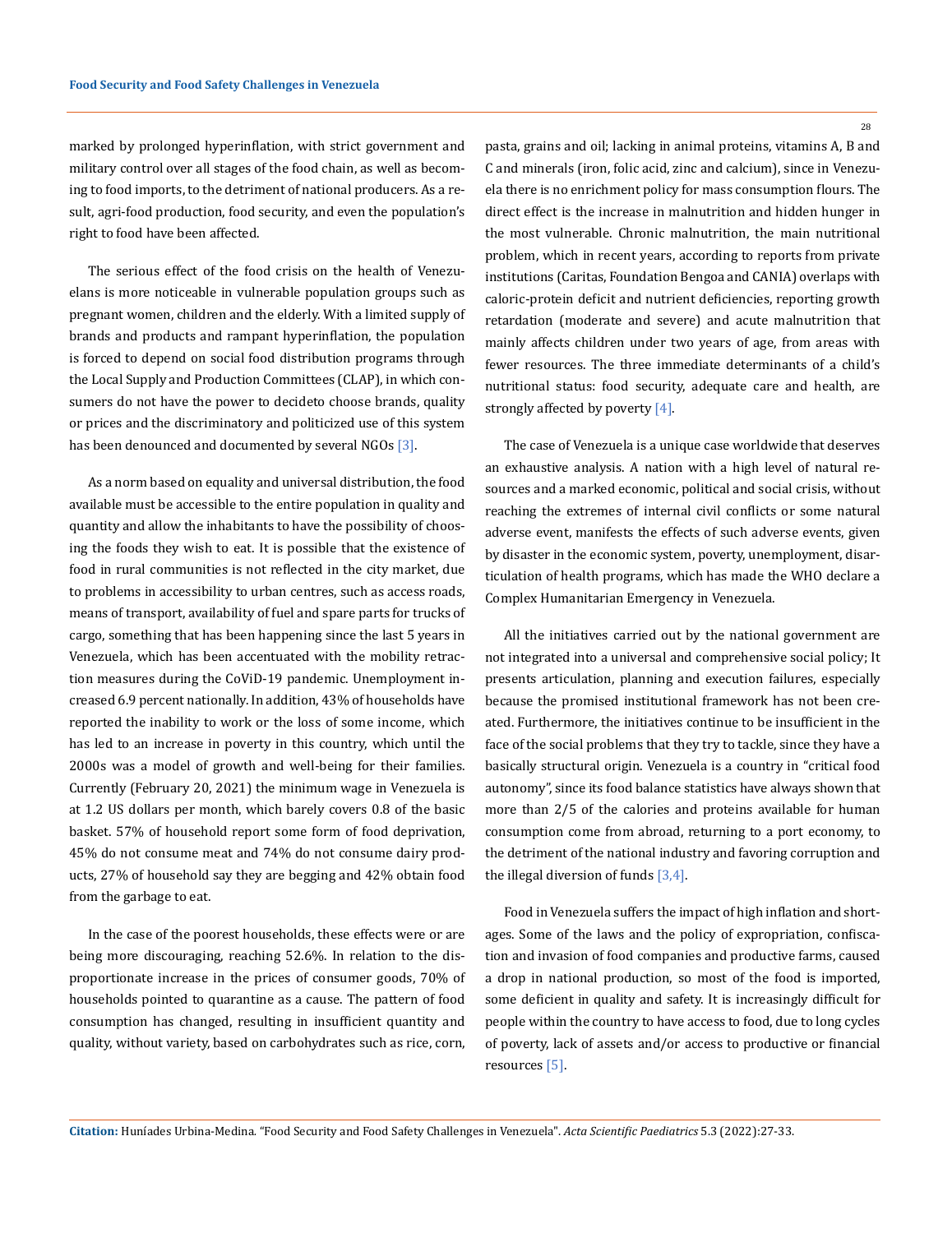marked by prolonged hyperinflation, with strict government and military control over all stages of the food chain, as well as becoming to food imports, to the detriment of national producers. As a result, agri-food production, food security, and even the population's right to food have been affected.

The serious effect of the food crisis on the health of Venezuelans is more noticeable in vulnerable population groups such as pregnant women, children and the elderly. With a limited supply of brands and products and rampant hyperinflation, the population is forced to depend on social food distribution programs through the Local Supply and Production Committees (CLAP), in which consumers do not have the power to decideto choose brands, quality or prices and the discriminatory and politicized use of this system has been denounced and documented by several NGOs [3].

As a norm based on equality and universal distribution, the food available must be accessible to the entire population in quality and quantity and allow the inhabitants to have the possibility of choosing the foods they wish to eat. It is possible that the existence of food in rural communities is not reflected in the city market, due to problems in accessibility to urban centres, such as access roads, means of transport, availability of fuel and spare parts for trucks of cargo, something that has been happening since the last 5 years in Venezuela, which has been accentuated with the mobility retraction measures during the CoViD-19 pandemic. Unemployment increased 6.9 percent nationally. In addition, 43% of households have reported the inability to work or the loss of some income, which has led to an increase in poverty in this country, which until the 2000s was a model of growth and well-being for their families. Currently (February 20, 2021) the minimum wage in Venezuela is at 1.2 US dollars per month, which barely covers 0.8 of the basic basket. 57% of household report some form of food deprivation, 45% do not consume meat and 74% do not consume dairy products, 27% of household say they are begging and 42% obtain food from the garbage to eat.

In the case of the poorest households, these effects were or are being more discouraging, reaching 52.6%. In relation to the disproportionate increase in the prices of consumer goods, 70% of households pointed to quarantine as a cause. The pattern of food consumption has changed, resulting in insufficient quantity and quality, without variety, based on carbohydrates such as rice, corn, pasta, grains and oil; lacking in animal proteins, vitamins A, B and C and minerals (iron, folic acid, zinc and calcium), since in Venezuela there is no enrichment policy for mass consumption flours. The direct effect is the increase in malnutrition and hidden hunger in the most vulnerable. Chronic malnutrition, the main nutritional problem, which in recent years, according to reports from private institutions (Caritas, Foundation Bengoa and CANIA) overlaps with caloric-protein deficit and nutrient deficiencies, reporting growth retardation (moderate and severe) and acute malnutrition that mainly affects children under two years of age, from areas with fewer resources. The three immediate determinants of a child's nutritional status: food security, adequate care and health, are strongly affected by poverty [4].

The case of Venezuela is a unique case worldwide that deserves an exhaustive analysis. A nation with a high level of natural resources and a marked economic, political and social crisis, without reaching the extremes of internal civil conflicts or some natural adverse event, manifests the effects of such adverse events, given by disaster in the economic system, poverty, unemployment, disarticulation of health programs, which has made the WHO declare a Complex Humanitarian Emergency in Venezuela.

All the initiatives carried out by the national government are not integrated into a universal and comprehensive social policy; It presents articulation, planning and execution failures, especially because the promised institutional framework has not been created. Furthermore, the initiatives continue to be insufficient in the face of the social problems that they try to tackle, since they have a basically structural origin. Venezuela is a country in "critical food autonomy", since its food balance statistics have always shown that more than 2/5 of the calories and proteins available for human consumption come from abroad, returning to a port economy, to the detriment of the national industry and favoring corruption and the illegal diversion of funds [3,4].

Food in Venezuela suffers the impact of high inflation and shortages. Some of the laws and the policy of expropriation, confiscation and invasion of food companies and productive farms, caused a drop in national production, so most of the food is imported, some deficient in quality and safety. It is increasingly difficult for people within the country to have access to food, due to long cycles of poverty, lack of assets and/or access to productive or financial resources [5].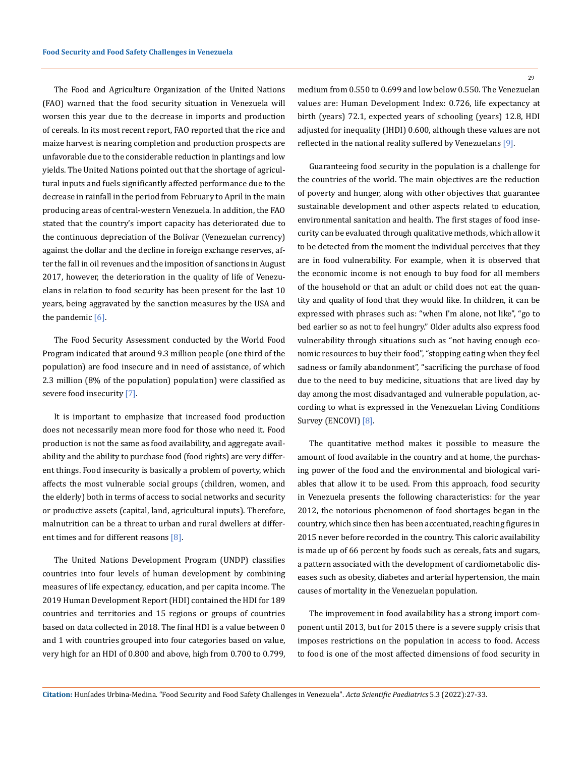The Food and Agriculture Organization of the United Nations (FAO) warned that the food security situation in Venezuela will worsen this year due to the decrease in imports and production of cereals. In its most recent report, FAO reported that the rice and maize harvest is nearing completion and production prospects are unfavorable due to the considerable reduction in plantings and low yields. The United Nations pointed out that the shortage of agricultural inputs and fuels significantly affected performance due to the decrease in rainfall in the period from February to April in the main producing areas of central-western Venezuela. In addition, the FAO stated that the country's import capacity has deteriorated due to the continuous depreciation of the Bolívar (Venezuelan currency) against the dollar and the decline in foreign exchange reserves, after the fall in oil revenues and the imposition of sanctions in August 2017, however, the deterioration in the quality of life of Venezuelans in relation to food security has been present for the last 10 years, being aggravated by the sanction measures by the USA and the pandemic [6].

The Food Security Assessment conducted by the World Food Program indicated that around 9.3 million people (one third of the population) are food insecure and in need of assistance, of which 2.3 million (8% of the population) population) were classified as severe food insecurity [7].

It is important to emphasize that increased food production does not necessarily mean more food for those who need it. Food production is not the same as food availability, and aggregate availability and the ability to purchase food (food rights) are very different things. Food insecurity is basically a problem of poverty, which affects the most vulnerable social groups (children, women, and the elderly) both in terms of access to social networks and security or productive assets (capital, land, agricultural inputs). Therefore, malnutrition can be a threat to urban and rural dwellers at different times and for different reasons [8].

The United Nations Development Program (UNDP) classifies countries into four levels of human development by combining measures of life expectancy, education, and per capita income. The 2019 Human Development Report (HDI) contained the HDI for 189 countries and territories and 15 regions or groups of countries based on data collected in 2018. The final HDI is a value between 0 and 1 with countries grouped into four categories based on value, very high for an HDI of 0.800 and above, high from 0.700 to 0.799, medium from 0.550 to 0.699 and low below 0.550. The Venezuelan values are: Human Development Index: 0.726, life expectancy at birth (years) 72.1, expected years of schooling (years) 12.8, HDI adjusted for inequality (IHDI) 0.600, although these values are not reflected in the national reality suffered by Venezuelans [9].

Guaranteeing food security in the population is a challenge for the countries of the world. The main objectives are the reduction of poverty and hunger, along with other objectives that guarantee sustainable development and other aspects related to education, environmental sanitation and health. The first stages of food insecurity can be evaluated through qualitative methods, which allow it to be detected from the moment the individual perceives that they are in food vulnerability. For example, when it is observed that the economic income is not enough to buy food for all members of the household or that an adult or child does not eat the quantity and quality of food that they would like. In children, it can be expressed with phrases such as: "when I'm alone, not like", "go to bed earlier so as not to feel hungry." Older adults also express food vulnerability through situations such as "not having enough economic resources to buy their food", "stopping eating when they feel sadness or family abandonment", "sacrificing the purchase of food due to the need to buy medicine, situations that are lived day by day among the most disadvantaged and vulnerable population, according to what is expressed in the Venezuelan Living Conditions Survey (ENCOVI) [8].

The quantitative method makes it possible to measure the amount of food available in the country and at home, the purchasing power of the food and the environmental and biological variables that allow it to be used. From this approach, food security in Venezuela presents the following characteristics: for the year 2012, the notorious phenomenon of food shortages began in the country, which since then has been accentuated, reaching figures in 2015 never before recorded in the country. This caloric availability is made up of 66 percent by foods such as cereals, fats and sugars, a pattern associated with the development of cardiometabolic diseases such as obesity, diabetes and arterial hypertension, the main causes of mortality in the Venezuelan population.

The improvement in food availability has a strong import component until 2013, but for 2015 there is a severe supply crisis that imposes restrictions on the population in access to food. Access to food is one of the most affected dimensions of food security in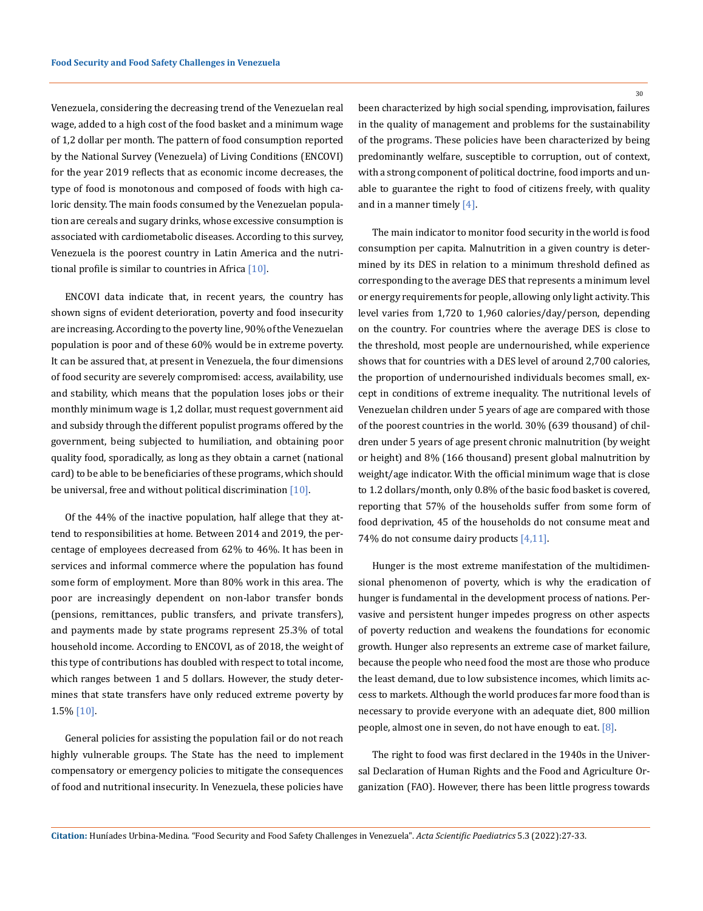Venezuela, considering the decreasing trend of the Venezuelan real wage, added to a high cost of the food basket and a minimum wage of 1,2 dollar per month. The pattern of food consumption reported by the National Survey (Venezuela) of Living Conditions (ENCOVI) for the year 2019 reflects that as economic income decreases, the type of food is monotonous and composed of foods with high caloric density. The main foods consumed by the Venezuelan population are cereals and sugary drinks, whose excessive consumption is associated with cardiometabolic diseases. According to this survey, Venezuela is the poorest country in Latin America and the nutritional profile is similar to countries in Africa [10].

ENCOVI data indicate that, in recent years, the country has shown signs of evident deterioration, poverty and food insecurity are increasing. According to the poverty line, 90% of the Venezuelan population is poor and of these 60% would be in extreme poverty. It can be assured that, at present in Venezuela, the four dimensions of food security are severely compromised: access, availability, use and stability, which means that the population loses jobs or their monthly minimum wage is 1,2 dollar, must request government aid and subsidy through the different populist programs offered by the government, being subjected to humiliation, and obtaining poor quality food, sporadically, as long as they obtain a carnet (national card) to be able to be beneficiaries of these programs, which should be universal, free and without political discrimination [10].

Of the 44% of the inactive population, half allege that they attend to responsibilities at home. Between 2014 and 2019, the percentage of employees decreased from 62% to 46%. It has been in services and informal commerce where the population has found some form of employment. More than 80% work in this area. The poor are increasingly dependent on non-labor transfer bonds (pensions, remittances, public transfers, and private transfers), and payments made by state programs represent 25.3% of total household income. According to ENCOVI, as of 2018, the weight of this type of contributions has doubled with respect to total income, which ranges between 1 and 5 dollars. However, the study determines that state transfers have only reduced extreme poverty by 1.5% [10].

General policies for assisting the population fail or do not reach highly vulnerable groups. The State has the need to implement compensatory or emergency policies to mitigate the consequences of food and nutritional insecurity. In Venezuela, these policies have been characterized by high social spending, improvisation, failures in the quality of management and problems for the sustainability of the programs. These policies have been characterized by being predominantly welfare, susceptible to corruption, out of context, with a strong component of political doctrine, food imports and unable to guarantee the right to food of citizens freely, with quality and in a manner timely [4].

The main indicator to monitor food security in the world is food consumption per capita. Malnutrition in a given country is determined by its DES in relation to a minimum threshold defined as corresponding to the average DES that represents a minimum level or energy requirements for people, allowing only light activity. This level varies from 1,720 to 1,960 calories/day/person, depending on the country. For countries where the average DES is close to the threshold, most people are undernourished, while experience shows that for countries with a DES level of around 2,700 calories, the proportion of undernourished individuals becomes small, except in conditions of extreme inequality. The nutritional levels of Venezuelan children under 5 years of age are compared with those of the poorest countries in the world. 30% (639 thousand) of children under 5 years of age present chronic malnutrition (by weight or height) and 8% (166 thousand) present global malnutrition by weight/age indicator. With the official minimum wage that is close to 1.2 dollars/month, only 0.8% of the basic food basket is covered, reporting that 57% of the households suffer from some form of food deprivation, 45 of the households do not consume meat and 74% do not consume dairy products [4,11].

Hunger is the most extreme manifestation of the multidimensional phenomenon of poverty, which is why the eradication of hunger is fundamental in the development process of nations. Pervasive and persistent hunger impedes progress on other aspects of poverty reduction and weakens the foundations for economic growth. Hunger also represents an extreme case of market failure, because the people who need food the most are those who produce the least demand, due to low subsistence incomes, which limits access to markets. Although the world produces far more food than is necessary to provide everyone with an adequate diet, 800 million people, almost one in seven, do not have enough to eat. [8].

The right to food was first declared in the 1940s in the Universal Declaration of Human Rights and the Food and Agriculture Organization (FAO). However, there has been little progress towards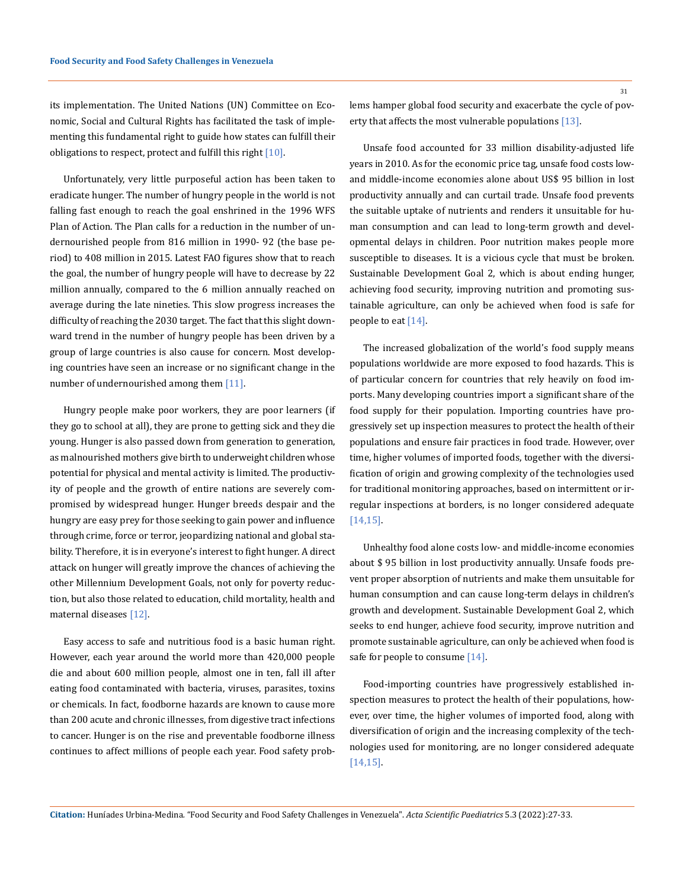its implementation. The United Nations (UN) Committee on Economic, Social and Cultural Rights has facilitated the task of implementing this fundamental right to guide how states can fulfill their obligations to respect, protect and fulfill this right [10].

Unfortunately, very little purposeful action has been taken to eradicate hunger. The number of hungry people in the world is not falling fast enough to reach the goal enshrined in the 1996 WFS Plan of Action. The Plan calls for a reduction in the number of undernourished people from 816 million in 1990- 92 (the base period) to 408 million in 2015. Latest FAO figures show that to reach the goal, the number of hungry people will have to decrease by 22 million annually, compared to the 6 million annually reached on average during the late nineties. This slow progress increases the difficulty of reaching the 2030 target. The fact that this slight downward trend in the number of hungry people has been driven by a group of large countries is also cause for concern. Most developing countries have seen an increase or no significant change in the number of undernourished among them [11].

Hungry people make poor workers, they are poor learners (if they go to school at all), they are prone to getting sick and they die young. Hunger is also passed down from generation to generation, as malnourished mothers give birth to underweight children whose potential for physical and mental activity is limited. The productivity of people and the growth of entire nations are severely compromised by widespread hunger. Hunger breeds despair and the hungry are easy prey for those seeking to gain power and influence through crime, force or terror, jeopardizing national and global stability. Therefore, it is in everyone's interest to fight hunger. A direct attack on hunger will greatly improve the chances of achieving the other Millennium Development Goals, not only for poverty reduction, but also those related to education, child mortality, health and maternal diseases [12].

Easy access to safe and nutritious food is a basic human right. However, each year around the world more than 420,000 people die and about 600 million people, almost one in ten, fall ill after eating food contaminated with bacteria, viruses, parasites, toxins or chemicals. In fact, foodborne hazards are known to cause more than 200 acute and chronic illnesses, from digestive tract infections to cancer. Hunger is on the rise and preventable foodborne illness continues to affect millions of people each year. Food safety problems hamper global food security and exacerbate the cycle of poverty that affects the most vulnerable populations [13].

Unsafe food accounted for 33 million disability-adjusted life years in 2010. As for the economic price tag, unsafe food costs low- and middle-income economies alone about US$ 95 billion in lost productivity annually and can curtail trade. Unsafe food prevents the suitable uptake of nutrients and renders it unsuitable for human consumption and can lead to long-term growth and developmental delays in children. Poor nutrition makes people more susceptible to diseases. It is a vicious cycle that must be broken. Sustainable Development Goal 2, which is about ending hunger, achieving food security, improving nutrition and promoting sustainable agriculture, can only be achieved when food is safe for people to eat [14].

The increased globalization of the world's food supply means populations worldwide are more exposed to food hazards. This is of particular concern for countries that rely heavily on food imports. Many developing countries import a significant share of the food supply for their population. Importing countries have progressively set up inspection measures to protect the health of their populations and ensure fair practices in food trade. However, over time, higher volumes of imported foods, together with the diversification of origin and growing complexity of the technologies used for traditional monitoring approaches, based on intermittent or irregular inspections at borders, is no longer considered adequate [14,15].

Unhealthy food alone costs low- and middle-income economies about $ 95 billion in lost productivity annually. Unsafe foods prevent proper absorption of nutrients and make them unsuitable for human consumption and can cause long-term delays in children's growth and development. Sustainable Development Goal 2, which seeks to end hunger, achieve food security, improve nutrition and promote sustainable agriculture, can only be achieved when food is safe for people to consume [14].

Food-importing countries have progressively established inspection measures to protect the health of their populations, however, over time, the higher volumes of imported food, along with diversification of origin and the increasing complexity of the technologies used for monitoring, are no longer considered adequate [14,15].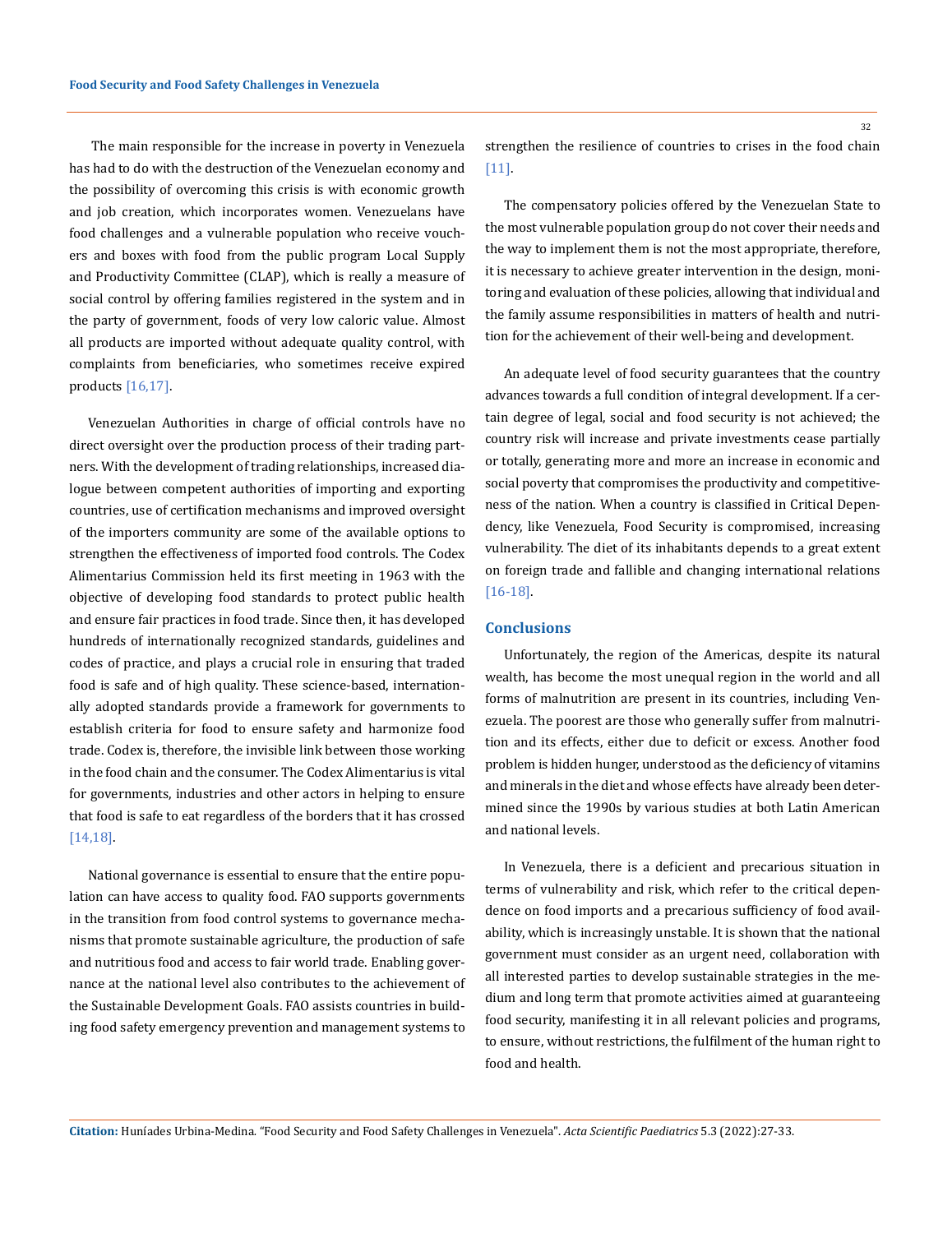The main responsible for the increase in poverty in Venezuela has had to do with the destruction of the Venezuelan economy and the possibility of overcoming this crisis is with economic growth and job creation, which incorporates women. Venezuelans have food challenges and a vulnerable population who receive vouchers and boxes with food from the public program Local Supply and Productivity Committee (CLAP), which is really a measure of social control by offering families registered in the system and in the party of government, foods of very low caloric value. Almost all products are imported without adequate quality control, with complaints from beneficiaries, who sometimes receive expired products [16,17].

Venezuelan Authorities in charge of official controls have no direct oversight over the production process of their trading partners. With the development of trading relationships, increased dialogue between competent authorities of importing and exporting countries, use of certification mechanisms and improved oversight of the importers community are some of the available options to strengthen the effectiveness of imported food controls. The Codex Alimentarius Commission held its first meeting in 1963 with the objective of developing food standards to protect public health and ensure fair practices in food trade. Since then, it has developed hundreds of internationally recognized standards, guidelines and codes of practice, and plays a crucial role in ensuring that traded food is safe and of high quality. These science-based, internationally adopted standards provide a framework for governments to establish criteria for food to ensure safety and harmonize food trade. Codex is, therefore, the invisible link between those working in the food chain and the consumer. The Codex Alimentarius is vital for governments, industries and other actors in helping to ensure that food is safe to eat regardless of the borders that it has crossed [14,18].

National governance is essential to ensure that the entire population can have access to quality food. FAO supports governments in the transition from food control systems to governance mechanisms that promote sustainable agriculture, the production of safe and nutritious food and access to fair world trade. Enabling governance at the national level also contributes to the achievement of the Sustainable Development Goals. FAO assists countries in building food safety emergency prevention and management systems to strengthen the resilience of countries to crises in the food chain [11].

The compensatory policies offered by the Venezuelan State to the most vulnerable population group do not cover their needs and the way to implement them is not the most appropriate, therefore, it is necessary to achieve greater intervention in the design, monitoring and evaluation of these policies, allowing that individual and the family assume responsibilities in matters of health and nutrition for the achievement of their well-being and development.

An adequate level of food security guarantees that the country advances towards a full condition of integral development. If a certain degree of legal, social and food security is not achieved; the country risk will increase and private investments cease partially or totally, generating more and more an increase in economic and social poverty that compromises the productivity and competitiveness of the nation. When a country is classified in Critical Dependency, like Venezuela, Food Security is compromised, increasing vulnerability. The diet of its inhabitants depends to a great extent on foreign trade and fallible and changing international relations [16-18].

## Conclusions

Unfortunately, the region of the Americas, despite its natural wealth, has become the most unequal region in the world and all forms of malnutrition are present in its countries, including Venezuela. The poorest are those who generally suffer from malnutrition and its effects, either due to deficit or excess. Another food problem is hidden hunger, understood as the deficiency of vitamins and minerals in the diet and whose effects have already been determined since the 1990s by various studies at both Latin American and national levels.

In Venezuela, there is a deficient and precarious situation in terms of vulnerability and risk, which refer to the critical dependence on food imports and a precarious sufficiency of food availability, which is increasingly unstable. It is shown that the national government must consider as an urgent need, collaboration with all interested parties to develop sustainable strategies in the medium and long term that promote activities aimed at guaranteeing food security, manifesting it in all relevant policies and programs, to ensure, without restrictions, the fulfilment of the human right to food and health.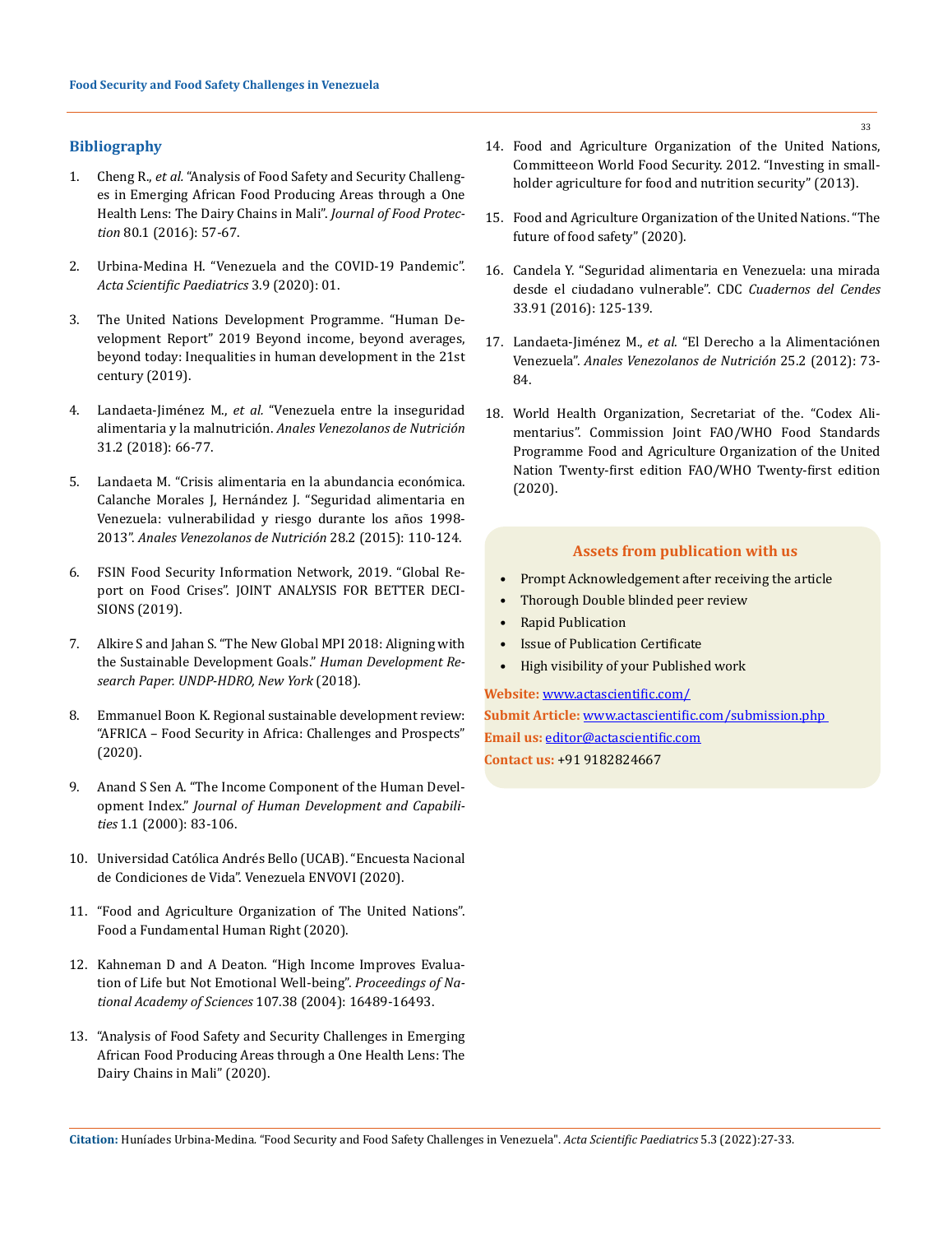## Bibliography

1. Cheng R., *et al.* "Analysis of Food Safety and Security Challenges in Emerging African Food Producing Areas through a One Health Lens: The Dairy Chains in Mali". *Journal of Food Protection* 80.1 (2016): 57-67.

2. Urbina-Medina H. "Venezuela and the COVID-19 Pandemic". *Acta Scientific Paediatrics* 3.9 (2020): 01.

3. The United Nations Development Programme. "Human Development Report" 2019 Beyond income, beyond averages, beyond today: Inequalities in human development in the 21st century (2019).

4. Landaeta-Jiménez M., *et al.* "Venezuela entre la inseguridad alimentaria y la malnutrición. *Anales Venezolanos de Nutrición* 31.2 (2018): 66-77.

5. Landaeta M. "Crisis alimentaria en la abundancia económica. Calanche Morales J, Hernández J. "Seguridad alimentaria en Venezuela: vulnerabilidad y riesgo durante los años 1998-2013". *Anales Venezolanos de Nutrición* 28.2 (2015): 110-124.

6. FSIN Food Security Information Network, 2019. "Global Report on Food Crises". JOINT ANALYSIS FOR BETTER DECISIONS (2019).

7. Alkire S and Jahan S. "The New Global MPI 2018: Aligning with the Sustainable Development Goals." *Human Development Research Paper. UNDP-HDRO, New York* (2018).

8. Emmanuel Boon K. Regional sustainable development review: "AFRICA – Food Security in Africa: Challenges and Prospects" (2020).

9. Anand S Sen A. "The Income Component of the Human Development Index." *Journal of Human Development and Capabilities* 1.1 (2000): 83-106.

10. Universidad Católica Andrés Bello (UCAB). "Encuesta Nacional de Condiciones de Vida". Venezuela ENVOVI (2020).

11. "Food and Agriculture Organization of The United Nations". Food a Fundamental Human Right (2020).

12. Kahneman D and A Deaton. "High Income Improves Evaluation of Life but Not Emotional Well-being". *Proceedings of National Academy of Sciences* 107.38 (2004): 16489-16493.

13. "Analysis of Food Safety and Security Challenges in Emerging African Food Producing Areas through a One Health Lens: The Dairy Chains in Mali" (2020).

14. Food and Agriculture Organization of the United Nations, Committeeon World Food Security. 2012. "Investing in smallholder agriculture for food and nutrition security" (2013).

15. Food and Agriculture Organization of the United Nations. "The future of food safety" (2020).

16. Candela Y. "Seguridad alimentaria en Venezuela: una mirada desde el ciudadano vulnerable". CDC *Cuadernos del Cendes* 33.91 (2016): 125-139.

17. Landaeta-Jiménez M., *et al*. "El Derecho a la Alimentaciónen Venezuela". *Anales Venezolanos de Nutrición* 25.2 (2012): 73-84.

18. World Health Organization, Secretariat of the. "Codex Alimentarius". Commission Joint FAO/WHO Food Standards Programme Food and Agriculture Organization of the United Nation Twenty-first edition FAO/WHO Twenty-first edition (2020).

**Assets from publication with us**

- Prompt Acknowledgement after receiving the article
- Thorough Double blinded peer review
- Rapid Publication
- Issue of Publication Certificate
- High visibility of your Published work

**Website:** www.actascientific.com/
**Submit Article:** www.actascientific.com/submission.php
**Email us:** editor@actascientific.com
**Contact us:** +91 9182824667